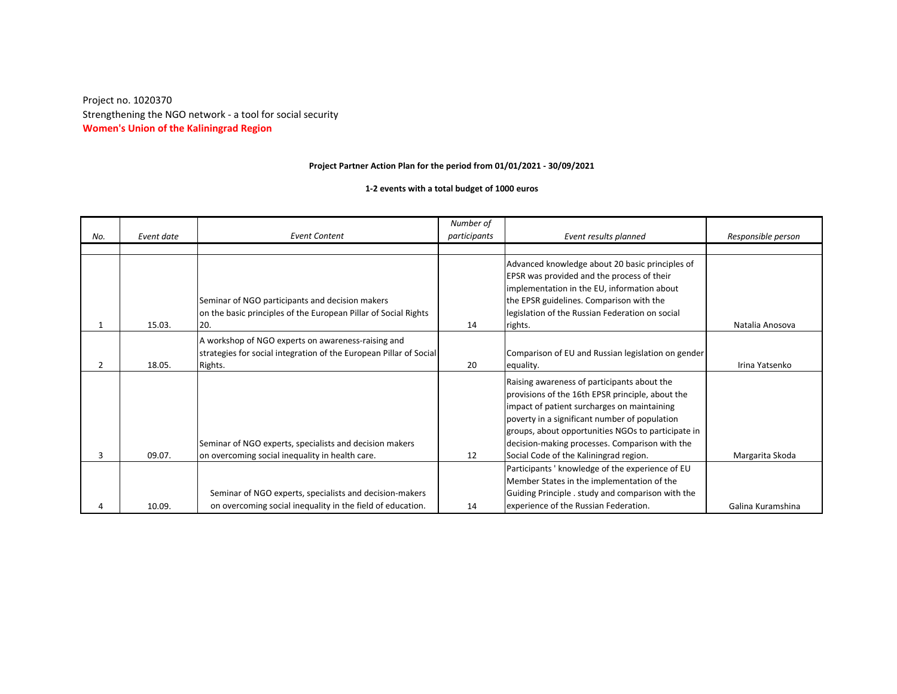Project no. 1020370

Strengthening the NGO network - a tool for social security

**Women's Union of the Kaliningrad Region**

**Project Partner Action Plan for the period from 01/01/2021 - 30/09/2021**

**1-2 events with a total budget of 1000 euros**

| *No.* | *Event date* | *Event Content* | *Number of participants* | *Event results planned* | *Responsible person* |
|---|---|---|---|---|---|
| | | | | | |
| 1 | 15.03. | Seminar of NGO participants and decision makers on the basic principles of the European Pillar of Social Rights 20. | 14 | Advanced knowledge about 20 basic principles of EPSR was provided and the process of their implementation in the EU, information about the EPSR guidelines. Comparison with the legislation of the Russian Federation on social rights. | Natalia Anosova |
| 2 | 18.05. | A workshop of NGO experts on awareness-raising and strategies for social integration of the European Pillar of Social Rights. | 20 | Comparison of EU and Russian legislation on gender equality. | Irina Yatsenko |
| 3 | 09.07. | Seminar of NGO experts, specialists and decision makers on overcoming social inequality in health care. | 12 | Raising awareness of participants about the provisions of the 16th EPSR principle, about the impact of patient surcharges on maintaining poverty in a significant number of population groups, about opportunities NGOs to participate in decision-making processes. Comparison with the Social Code of the Kaliningrad region. | Margarita Skoda |
| 4 | 10.09. | Seminar of NGO experts, specialists and decision-makers on overcoming social inequality in the field of education. | 14 | Participants ' knowledge of the experience of EU Member States in the implementation of the Guiding Principle . study and comparison with the experience of the Russian Federation. | Galina Kuramshina |